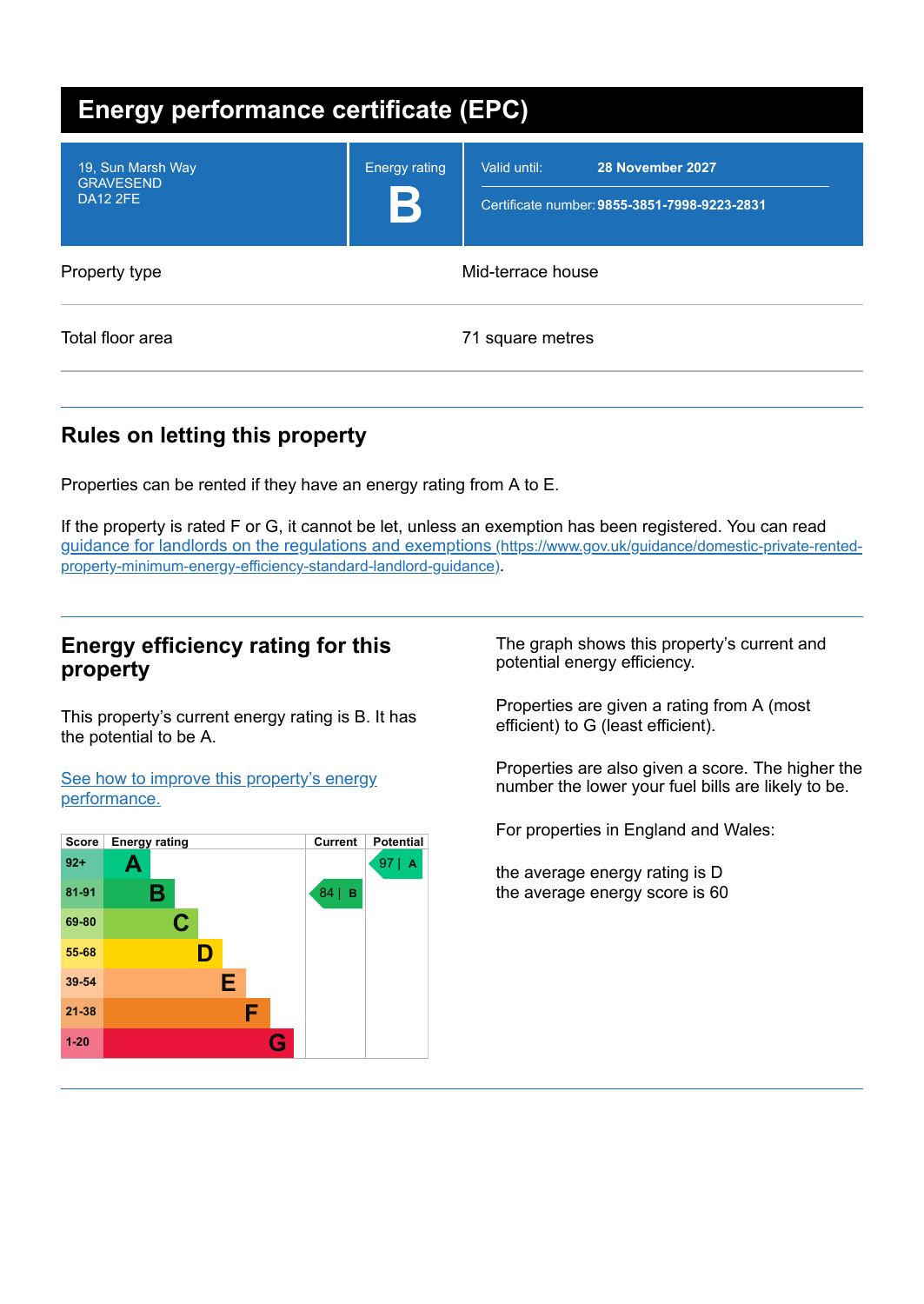# Energy performance certificate (EPC)

| | | |
|---|---|---|
| 19, Sun Marsh Way<br>GRAVESEND<br>DA12 2FE | Energy rating<br>**B** | Valid until: **28 November 2027**<br>Certificate number: **9855-3851-7998-9223-2831** |

| | |
|---|---|
| Property type | Mid-terrace house |
| Total floor area | 71 square metres |

## Rules on letting this property

Properties can be rented if they have an energy rating from A to E.

If the property is rated F or G, it cannot be let, unless an exemption has been registered. You can read guidance for landlords on the regulations and exemptions (https://www.gov.uk/guidance/domestic-private-rented-property-minimum-energy-efficiency-standard-landlord-guidance).

## Energy efficiency rating for this property

This property's current energy rating is B. It has the potential to be A.

See how to improve this property's energy performance.

| Score | Energy rating | Current | Potential |
|---|---|---|---|
| 92+ | A | | 97 A |
| 81-91 | B | 84 B | |
| 69-80 | C | | |
| 55-68 | D | | |
| 39-54 | E | | |
| 21-38 | F | | |
| 1-20 | G | | |

The graph shows this property's current and potential energy efficiency.

Properties are given a rating from A (most efficient) to G (least efficient).

Properties are also given a score. The higher the number the lower your fuel bills are likely to be.

For properties in England and Wales:

the average energy rating is D
the average energy score is 60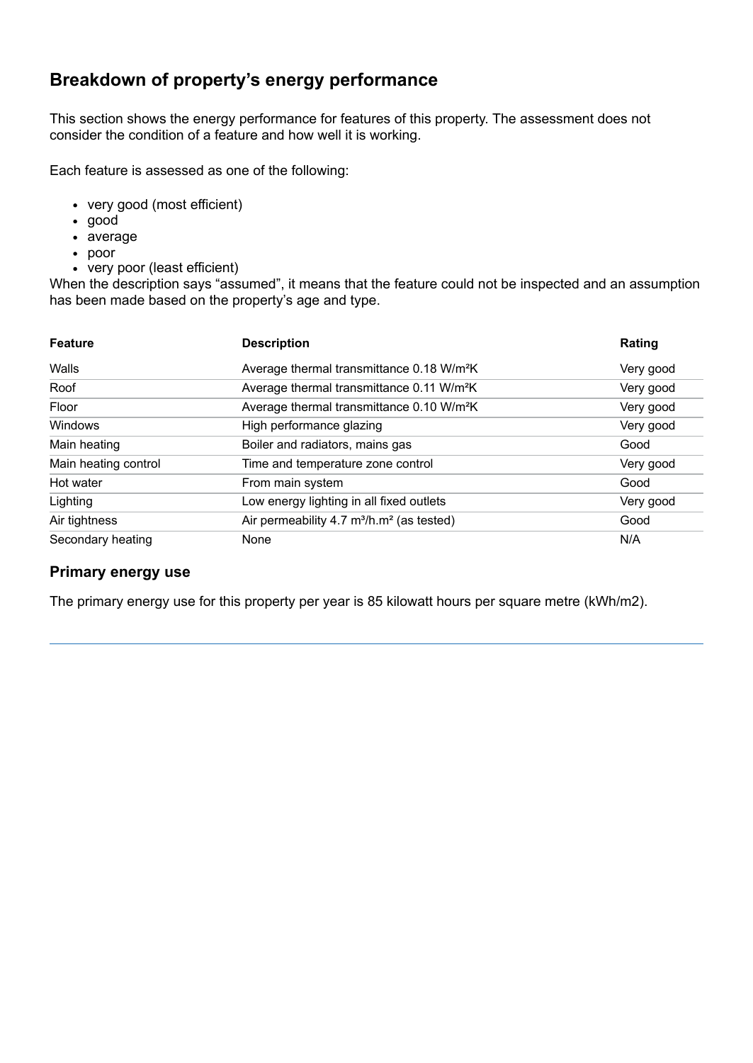## Breakdown of property's energy performance

This section shows the energy performance for features of this property. The assessment does not consider the condition of a feature and how well it is working.

Each feature is assessed as one of the following:

- very good (most efficient)
- good
- average
- poor
- very poor (least efficient)

When the description says "assumed", it means that the feature could not be inspected and an assumption has been made based on the property's age and type.

| Feature | Description | Rating |
| --- | --- | --- |
| Walls | Average thermal transmittance 0.18 W/m²K | Very good |
| Roof | Average thermal transmittance 0.11 W/m²K | Very good |
| Floor | Average thermal transmittance 0.10 W/m²K | Very good |
| Windows | High performance glazing | Very good |
| Main heating | Boiler and radiators, mains gas | Good |
| Main heating control | Time and temperature zone control | Very good |
| Hot water | From main system | Good |
| Lighting | Low energy lighting in all fixed outlets | Very good |
| Air tightness | Air permeability 4.7 m³/h.m² (as tested) | Good |
| Secondary heating | None | N/A |

### Primary energy use

The primary energy use for this property per year is 85 kilowatt hours per square metre (kWh/m2).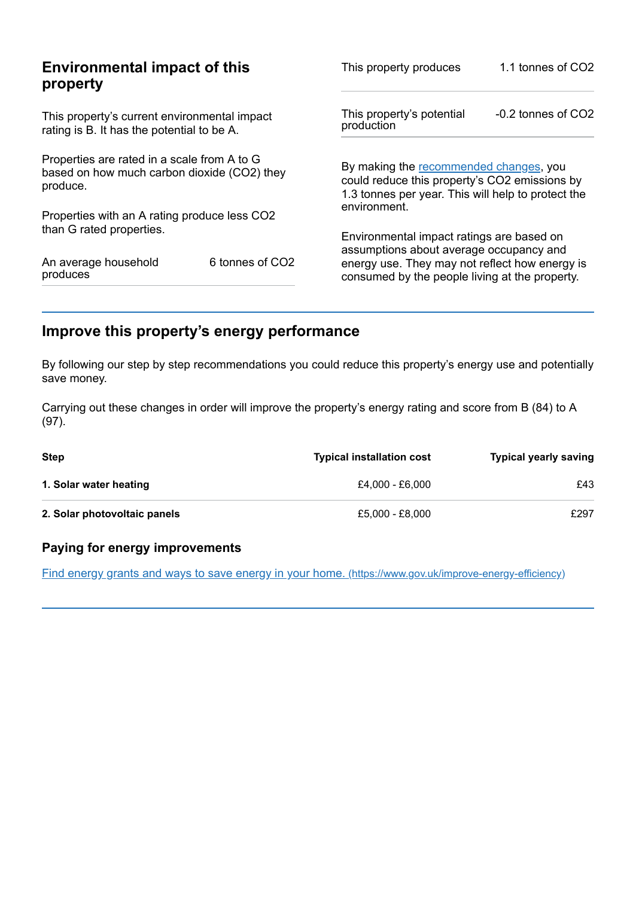## Environmental impact of this property

This property's current environmental impact rating is B. It has the potential to be A.

Properties are rated in a scale from A to G based on how much carbon dioxide ($CO_2$) they produce.

Properties with an A rating produce less $CO_2$ than G rated properties.

| | |
|---|---|
| An average household produces | 6 tonnes of $CO_2$ |
| This property produces | 1.1 tonnes of $CO_2$ |
| This property's potential production | -0.2 tonnes of $CO_2$ |

By making the recommended changes, you could reduce this property's $CO_2$ emissions by 1.3 tonnes per year. This will help to protect the environment.

Environmental impact ratings are based on assumptions about average occupancy and energy use. They may not reflect how energy is consumed by the people living at the property.

## Improve this property's energy performance

By following our step by step recommendations you could reduce this property's energy use and potentially save money.

Carrying out these changes in order will improve the property's energy rating and score from B (84) to A (97).

| Step | Typical installation cost | Typical yearly saving |
|---|---|---|
| **1. Solar water heating** | £4,000 - £6,000 | £43 |
| **2. Solar photovoltaic panels** | £5,000 - £8,000 | £297 |

### Paying for energy improvements

Find energy grants and ways to save energy in your home. (https://www.gov.uk/improve-energy-efficiency)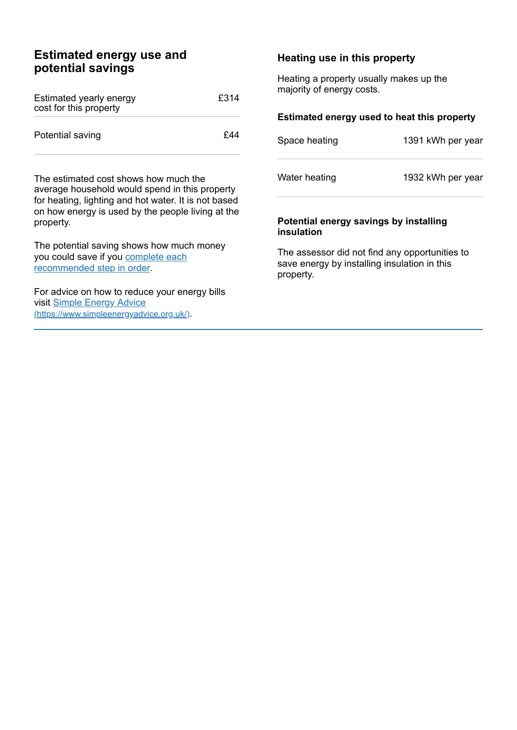## Estimated energy use and potential savings

| | |
|---|---|
| Estimated yearly energy cost for this property | £314 |
| Potential saving | £44 |

The estimated cost shows how much the average household would spend in this property for heating, lighting and hot water. It is not based on how energy is used by the people living at the property.

The potential saving shows how much money you could save if you [complete each recommended step in order](#).

For advice on how to reduce your energy bills visit [Simple Energy Advice (https://www.simpleenergyadvice.org.uk/)](https://www.simpleenergyadvice.org.uk/).

### Heating use in this property

Heating a property usually makes up the majority of energy costs.

#### Estimated energy used to heat this property

| | |
|---|---|
| Space heating | 1391 kWh per year |
| Water heating | 1932 kWh per year |

#### Potential energy savings by installing insulation

The assessor did not find any opportunities to save energy by installing insulation in this property.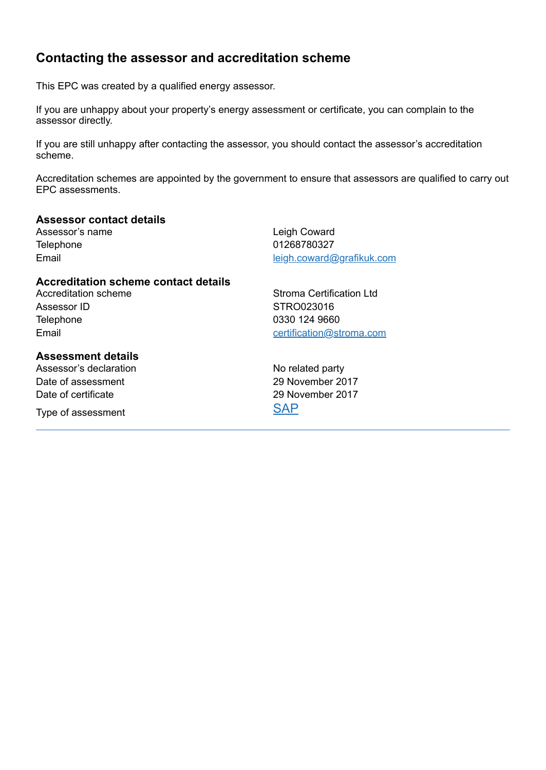## Contacting the assessor and accreditation scheme

This EPC was created by a qualified energy assessor.

If you are unhappy about your property's energy assessment or certificate, you can complain to the assessor directly.

If you are still unhappy after contacting the assessor, you should contact the assessor's accreditation scheme.

Accreditation schemes are appointed by the government to ensure that assessors are qualified to carry out EPC assessments.

### Assessor contact details

| | |
|---|---|
| Assessor's name | Leigh Coward |
| Telephone | 01268780327 |
| Email | leigh.coward@grafikuk.com |

### Accreditation scheme contact details

| | |
|---|---|
| Accreditation scheme | Stroma Certification Ltd |
| Assessor ID | STRO023016 |
| Telephone | 0330 124 9660 |
| Email | certification@stroma.com |

### Assessment details

| | |
|---|---|
| Assessor's declaration | No related party |
| Date of assessment | 29 November 2017 |
| Date of certificate | 29 November 2017 |
| Type of assessment | SAP |